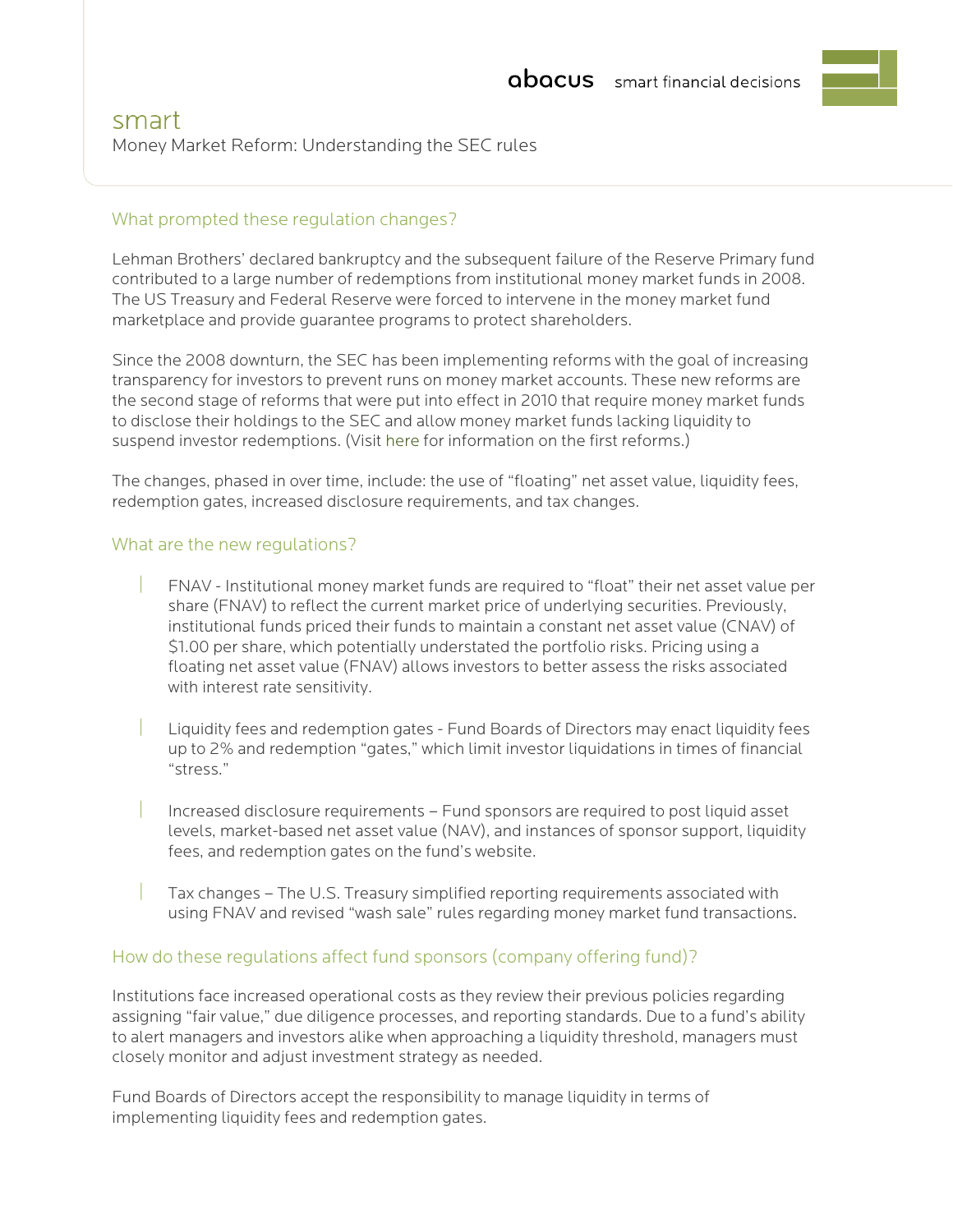abacus smart financial decisions

# smart

Money Market Reform: Understanding the SEC rules

## What prompted these regulation changes?

Lehman Brothers' declared bankruptcy and the subsequent failure of the Reserve Primary fund contributed to a large number of redemptions from institutional money market funds in 2008. The US Treasury and Federal Reserve were forced to intervene in the money market fund marketplace and provide guarantee programs to protect shareholders.

Since the 2008 downturn, the SEC has been implementing reforms with the goal of increasing transparency for investors to prevent runs on money market accounts. These new reforms are the second stage of reforms that were put into effect in 2010 that require money market funds to disclose their holdings to the SEC and allow money market funds lacking liquidity to suspend investor redemptions. (Visit here for information on the first reforms.)

The changes, phased in over time, include: the use of "floating" net asset value, liquidity fees, redemption gates, increased disclosure requirements, and tax changes.

## What are the new regulations?

- FNAV - Institutional money market funds are required to "float" their net asset value per share (FNAV) to reflect the current market price of underlying securities. Previously, institutional funds priced their funds to maintain a constant net asset value (CNAV) of $1.00 per share, which potentially understated the portfolio risks. Pricing using a floating net asset value (FNAV) allows investors to better assess the risks associated with interest rate sensitivity.

- Liquidity fees and redemption gates - Fund Boards of Directors may enact liquidity fees up to 2% and redemption "gates," which limit investor liquidations in times of financial "stress."

- Increased disclosure requirements – Fund sponsors are required to post liquid asset levels, market-based net asset value (NAV), and instances of sponsor support, liquidity fees, and redemption gates on the fund's website.

- Tax changes – The U.S. Treasury simplified reporting requirements associated with using FNAV and revised "wash sale" rules regarding money market fund transactions.

## How do these regulations affect fund sponsors (company offering fund)?

Institutions face increased operational costs as they review their previous policies regarding assigning "fair value," due diligence processes, and reporting standards. Due to a fund's ability to alert managers and investors alike when approaching a liquidity threshold, managers must closely monitor and adjust investment strategy as needed.

Fund Boards of Directors accept the responsibility to manage liquidity in terms of implementing liquidity fees and redemption gates.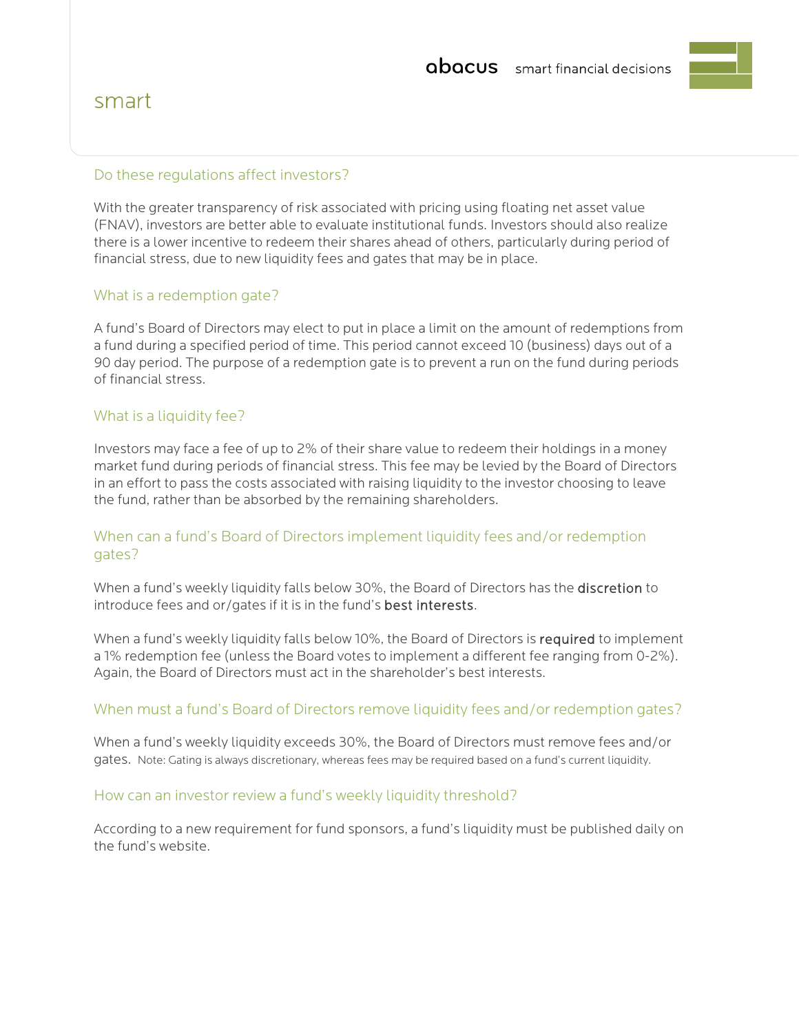## Do these regulations affect investors?

With the greater transparency of risk associated with pricing using floating net asset value (FNAV), investors are better able to evaluate institutional funds. Investors should also realize there is a lower incentive to redeem their shares ahead of others, particularly during period of financial stress, due to new liquidity fees and gates that may be in place.

## What is a redemption gate?

A fund's Board of Directors may elect to put in place a limit on the amount of redemptions from a fund during a specified period of time. This period cannot exceed 10 (business) days out of a 90 day period. The purpose of a redemption gate is to prevent a run on the fund during periods of financial stress.

## What is a liquidity fee?

Investors may face a fee of up to 2% of their share value to redeem their holdings in a money market fund during periods of financial stress. This fee may be levied by the Board of Directors in an effort to pass the costs associated with raising liquidity to the investor choosing to leave the fund, rather than be absorbed by the remaining shareholders.

## When can a fund's Board of Directors implement liquidity fees and/or redemption gates?

When a fund's weekly liquidity falls below 30%, the Board of Directors has the **discretion** to introduce fees and or/gates if it is in the fund's **best interests**.

When a fund's weekly liquidity falls below 10%, the Board of Directors is **required** to implement a 1% redemption fee (unless the Board votes to implement a different fee ranging from 0-2%). Again, the Board of Directors must act in the shareholder's best interests.

## When must a fund's Board of Directors remove liquidity fees and/or redemption gates?

When a fund's weekly liquidity exceeds 30%, the Board of Directors must remove fees and/or gates. Note: Gating is always discretionary, whereas fees may be required based on a fund's current liquidity.

## How can an investor review a fund's weekly liquidity threshold?

According to a new requirement for fund sponsors, a fund's liquidity must be published daily on the fund's website.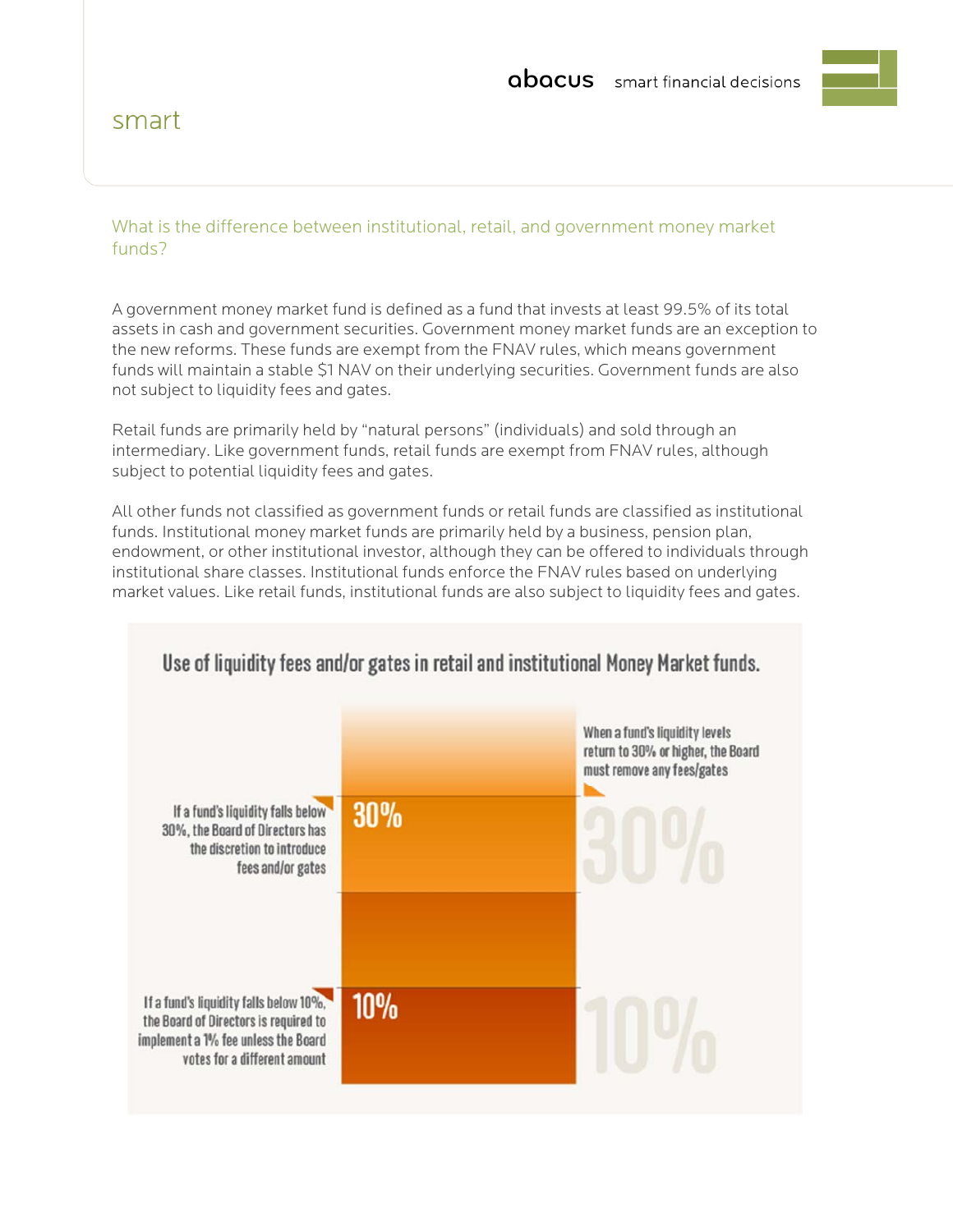smart

## What is the difference between institutional, retail, and government money market funds?

A government money market fund is defined as a fund that invests at least 99.5% of its total assets in cash and government securities. Government money market funds are an exception to the new reforms. These funds are exempt from the FNAV rules, which means government funds will maintain a stable $1 NAV on their underlying securities. Government funds are also not subject to liquidity fees and gates.

Retail funds are primarily held by "natural persons" (individuals) and sold through an intermediary. Like government funds, retail funds are exempt from FNAV rules, although subject to potential liquidity fees and gates.

All other funds not classified as government funds or retail funds are classified as institutional funds. Institutional money market funds are primarily held by a business, pension plan, endowment, or other institutional investor, although they can be offered to individuals through institutional share classes. Institutional funds enforce the FNAV rules based on underlying market values. Like retail funds, institutional funds are also subject to liquidity fees and gates.

**Use of liquidity fees and/or gates in retail and institutional Money Market funds.**

When a fund's liquidity levels return to 30% or higher, the Board must remove any fees/gates

If a fund's liquidity falls below 30%, the Board of Directors has the discretion to introduce fees and/or gates

30%

30%

If a fund's liquidity falls below 10%, the Board of Directors is required to implement a 1% fee unless the Board votes for a different amount

10%

10%